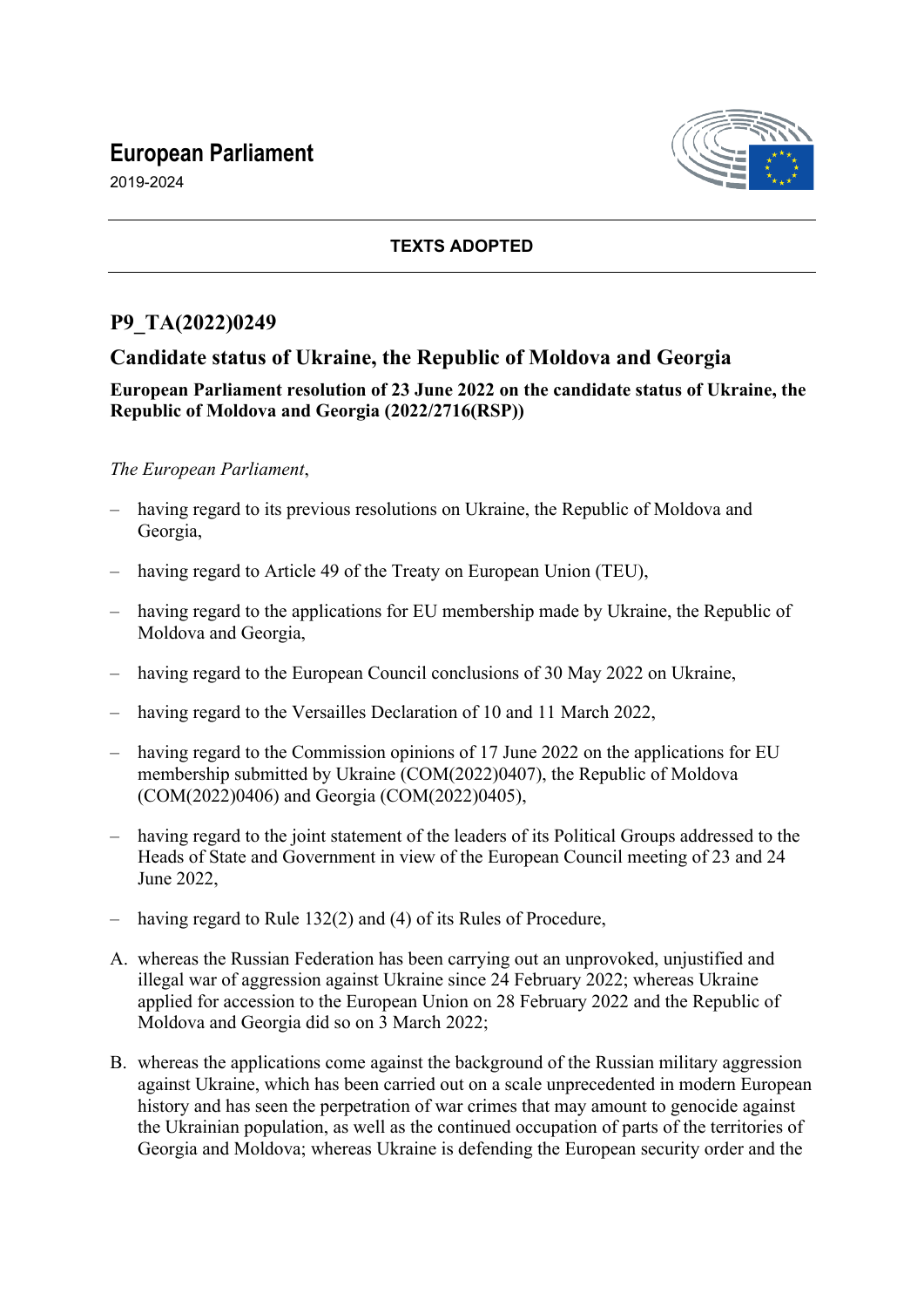# European Parliament

2019-2024

**TEXTS ADOPTED**

## P9_TA(2022)0249

## Candidate status of Ukraine, the Republic of Moldova and Georgia

**European Parliament resolution of 23 June 2022 on the candidate status of Ukraine, the Republic of Moldova and Georgia (2022/2716(RSP))**

*The European Parliament*,

- having regard to its previous resolutions on Ukraine, the Republic of Moldova and Georgia,
- having regard to Article 49 of the Treaty on European Union (TEU),
- having regard to the applications for EU membership made by Ukraine, the Republic of Moldova and Georgia,
- having regard to the European Council conclusions of 30 May 2022 on Ukraine,
- having regard to the Versailles Declaration of 10 and 11 March 2022,
- having regard to the Commission opinions of 17 June 2022 on the applications for EU membership submitted by Ukraine (COM(2022)0407), the Republic of Moldova (COM(2022)0406) and Georgia (COM(2022)0405),
- having regard to the joint statement of the leaders of its Political Groups addressed to the Heads of State and Government in view of the European Council meeting of 23 and 24 June 2022,
- having regard to Rule 132(2) and (4) of its Rules of Procedure,

A. whereas the Russian Federation has been carrying out an unprovoked, unjustified and illegal war of aggression against Ukraine since 24 February 2022; whereas Ukraine applied for accession to the European Union on 28 February 2022 and the Republic of Moldova and Georgia did so on 3 March 2022;

B. whereas the applications come against the background of the Russian military aggression against Ukraine, which has been carried out on a scale unprecedented in modern European history and has seen the perpetration of war crimes that may amount to genocide against the Ukrainian population, as well as the continued occupation of parts of the territories of Georgia and Moldova; whereas Ukraine is defending the European security order and the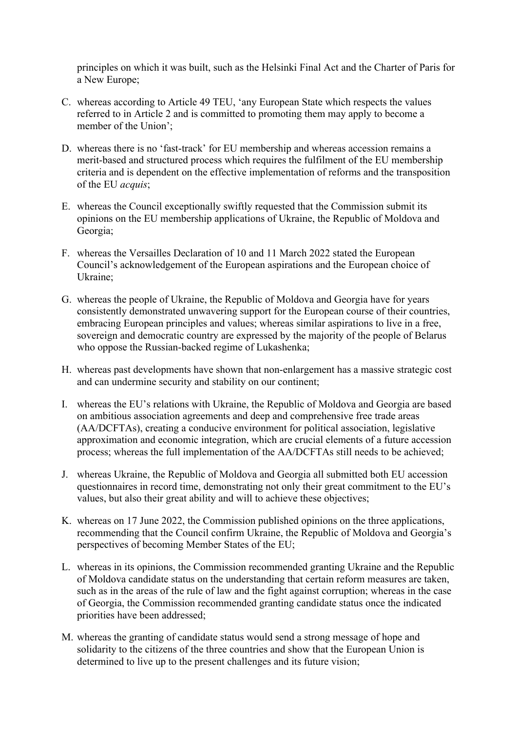principles on which it was built, such as the Helsinki Final Act and the Charter of Paris for a New Europe;

C. whereas according to Article 49 TEU, 'any European State which respects the values referred to in Article 2 and is committed to promoting them may apply to become a member of the Union';

D. whereas there is no 'fast-track' for EU membership and whereas accession remains a merit-based and structured process which requires the fulfilment of the EU membership criteria and is dependent on the effective implementation of reforms and the transposition of the EU *acquis*;

E. whereas the Council exceptionally swiftly requested that the Commission submit its opinions on the EU membership applications of Ukraine, the Republic of Moldova and Georgia;

F. whereas the Versailles Declaration of 10 and 11 March 2022 stated the European Council's acknowledgement of the European aspirations and the European choice of Ukraine;

G. whereas the people of Ukraine, the Republic of Moldova and Georgia have for years consistently demonstrated unwavering support for the European course of their countries, embracing European principles and values; whereas similar aspirations to live in a free, sovereign and democratic country are expressed by the majority of the people of Belarus who oppose the Russian-backed regime of Lukashenka;

H. whereas past developments have shown that non-enlargement has a massive strategic cost and can undermine security and stability on our continent;

I. whereas the EU's relations with Ukraine, the Republic of Moldova and Georgia are based on ambitious association agreements and deep and comprehensive free trade areas (AA/DCFTAs), creating a conducive environment for political association, legislative approximation and economic integration, which are crucial elements of a future accession process; whereas the full implementation of the AA/DCFTAs still needs to be achieved;

J. whereas Ukraine, the Republic of Moldova and Georgia all submitted both EU accession questionnaires in record time, demonstrating not only their great commitment to the EU's values, but also their great ability and will to achieve these objectives;

K. whereas on 17 June 2022, the Commission published opinions on the three applications, recommending that the Council confirm Ukraine, the Republic of Moldova and Georgia's perspectives of becoming Member States of the EU;

L. whereas in its opinions, the Commission recommended granting Ukraine and the Republic of Moldova candidate status on the understanding that certain reform measures are taken, such as in the areas of the rule of law and the fight against corruption; whereas in the case of Georgia, the Commission recommended granting candidate status once the indicated priorities have been addressed;

M. whereas the granting of candidate status would send a strong message of hope and solidarity to the citizens of the three countries and show that the European Union is determined to live up to the present challenges and its future vision;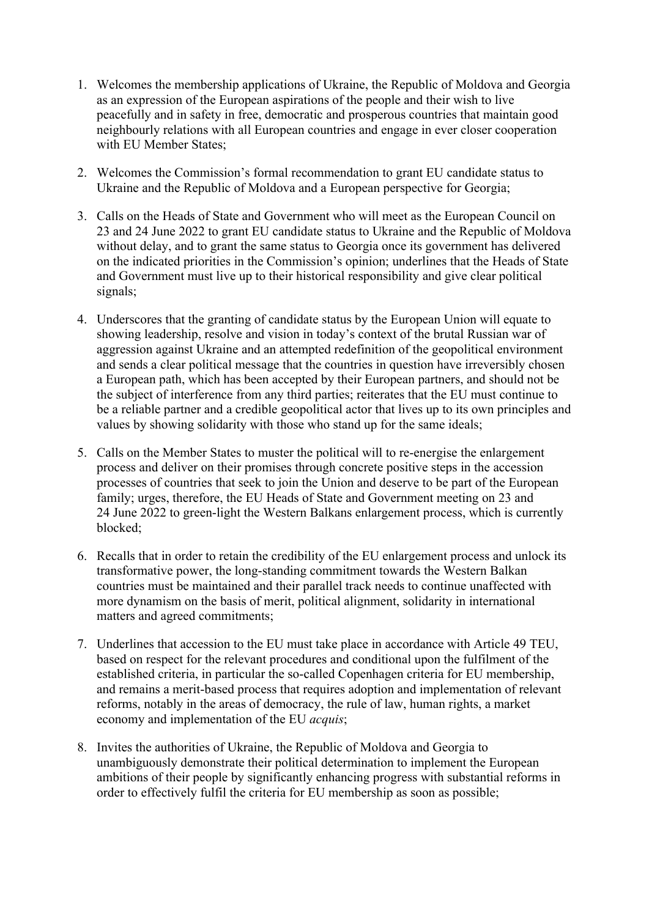1. Welcomes the membership applications of Ukraine, the Republic of Moldova and Georgia as an expression of the European aspirations of the people and their wish to live peacefully and in safety in free, democratic and prosperous countries that maintain good neighbourly relations with all European countries and engage in ever closer cooperation with EU Member States;

2. Welcomes the Commission's formal recommendation to grant EU candidate status to Ukraine and the Republic of Moldova and a European perspective for Georgia;

3. Calls on the Heads of State and Government who will meet as the European Council on 23 and 24 June 2022 to grant EU candidate status to Ukraine and the Republic of Moldova without delay, and to grant the same status to Georgia once its government has delivered on the indicated priorities in the Commission's opinion; underlines that the Heads of State and Government must live up to their historical responsibility and give clear political signals;

4. Underscores that the granting of candidate status by the European Union will equate to showing leadership, resolve and vision in today's context of the brutal Russian war of aggression against Ukraine and an attempted redefinition of the geopolitical environment and sends a clear political message that the countries in question have irreversibly chosen a European path, which has been accepted by their European partners, and should not be the subject of interference from any third parties; reiterates that the EU must continue to be a reliable partner and a credible geopolitical actor that lives up to its own principles and values by showing solidarity with those who stand up for the same ideals;

5. Calls on the Member States to muster the political will to re-energise the enlargement process and deliver on their promises through concrete positive steps in the accession processes of countries that seek to join the Union and deserve to be part of the European family; urges, therefore, the EU Heads of State and Government meeting on 23 and 24 June 2022 to green-light the Western Balkans enlargement process, which is currently blocked;

6. Recalls that in order to retain the credibility of the EU enlargement process and unlock its transformative power, the long-standing commitment towards the Western Balkan countries must be maintained and their parallel track needs to continue unaffected with more dynamism on the basis of merit, political alignment, solidarity in international matters and agreed commitments;

7. Underlines that accession to the EU must take place in accordance with Article 49 TEU, based on respect for the relevant procedures and conditional upon the fulfilment of the established criteria, in particular the so-called Copenhagen criteria for EU membership, and remains a merit-based process that requires adoption and implementation of relevant reforms, notably in the areas of democracy, the rule of law, human rights, a market economy and implementation of the EU *acquis*;

8. Invites the authorities of Ukraine, the Republic of Moldova and Georgia to unambiguously demonstrate their political determination to implement the European ambitions of their people by significantly enhancing progress with substantial reforms in order to effectively fulfil the criteria for EU membership as soon as possible;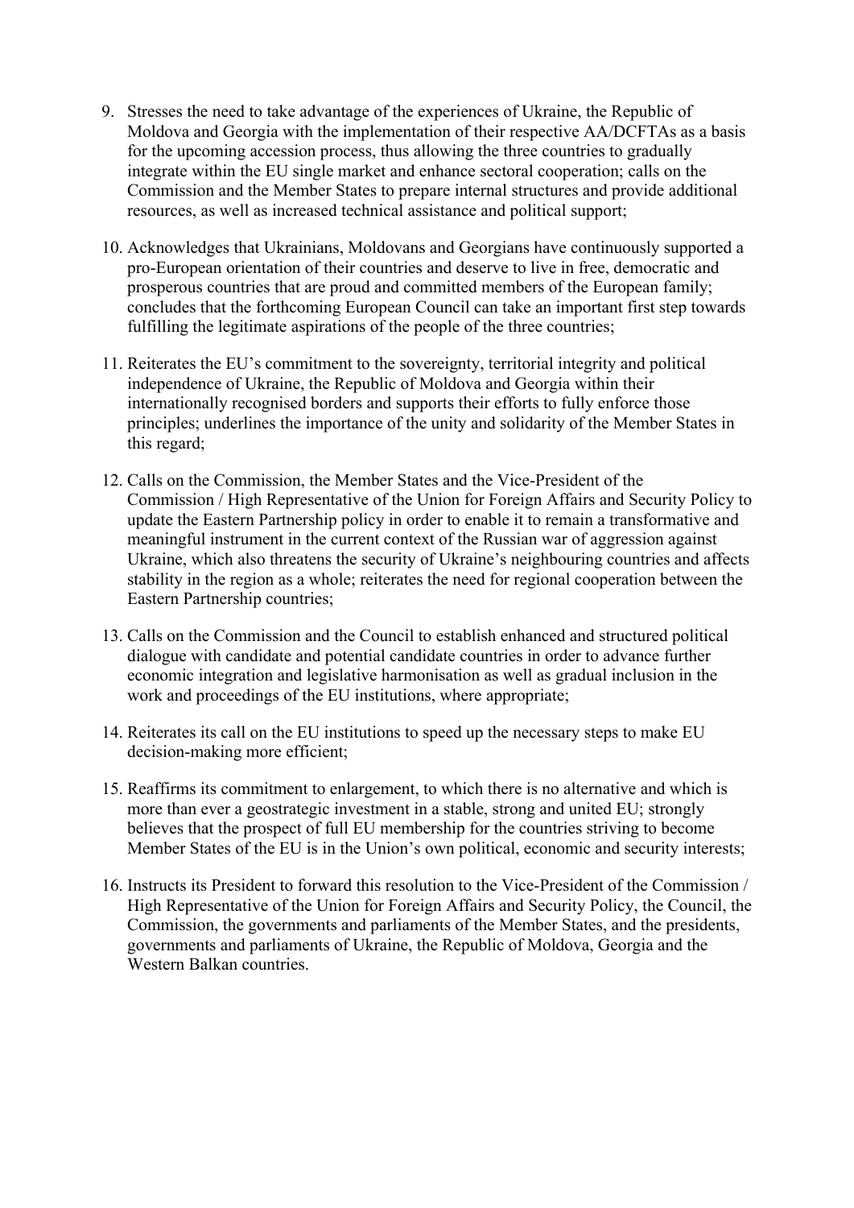9. Stresses the need to take advantage of the experiences of Ukraine, the Republic of Moldova and Georgia with the implementation of their respective AA/DCFTAs as a basis for the upcoming accession process, thus allowing the three countries to gradually integrate within the EU single market and enhance sectoral cooperation; calls on the Commission and the Member States to prepare internal structures and provide additional resources, as well as increased technical assistance and political support;

10. Acknowledges that Ukrainians, Moldovans and Georgians have continuously supported a pro-European orientation of their countries and deserve to live in free, democratic and prosperous countries that are proud and committed members of the European family; concludes that the forthcoming European Council can take an important first step towards fulfilling the legitimate aspirations of the people of the three countries;

11. Reiterates the EU's commitment to the sovereignty, territorial integrity and political independence of Ukraine, the Republic of Moldova and Georgia within their internationally recognised borders and supports their efforts to fully enforce those principles; underlines the importance of the unity and solidarity of the Member States in this regard;

12. Calls on the Commission, the Member States and the Vice-President of the Commission / High Representative of the Union for Foreign Affairs and Security Policy to update the Eastern Partnership policy in order to enable it to remain a transformative and meaningful instrument in the current context of the Russian war of aggression against Ukraine, which also threatens the security of Ukraine's neighbouring countries and affects stability in the region as a whole; reiterates the need for regional cooperation between the Eastern Partnership countries;

13. Calls on the Commission and the Council to establish enhanced and structured political dialogue with candidate and potential candidate countries in order to advance further economic integration and legislative harmonisation as well as gradual inclusion in the work and proceedings of the EU institutions, where appropriate;

14. Reiterates its call on the EU institutions to speed up the necessary steps to make EU decision-making more efficient;

15. Reaffirms its commitment to enlargement, to which there is no alternative and which is more than ever a geostrategic investment in a stable, strong and united EU; strongly believes that the prospect of full EU membership for the countries striving to become Member States of the EU is in the Union's own political, economic and security interests;

16. Instructs its President to forward this resolution to the Vice-President of the Commission / High Representative of the Union for Foreign Affairs and Security Policy, the Council, the Commission, the governments and parliaments of the Member States, and the presidents, governments and parliaments of Ukraine, the Republic of Moldova, Georgia and the Western Balkan countries.